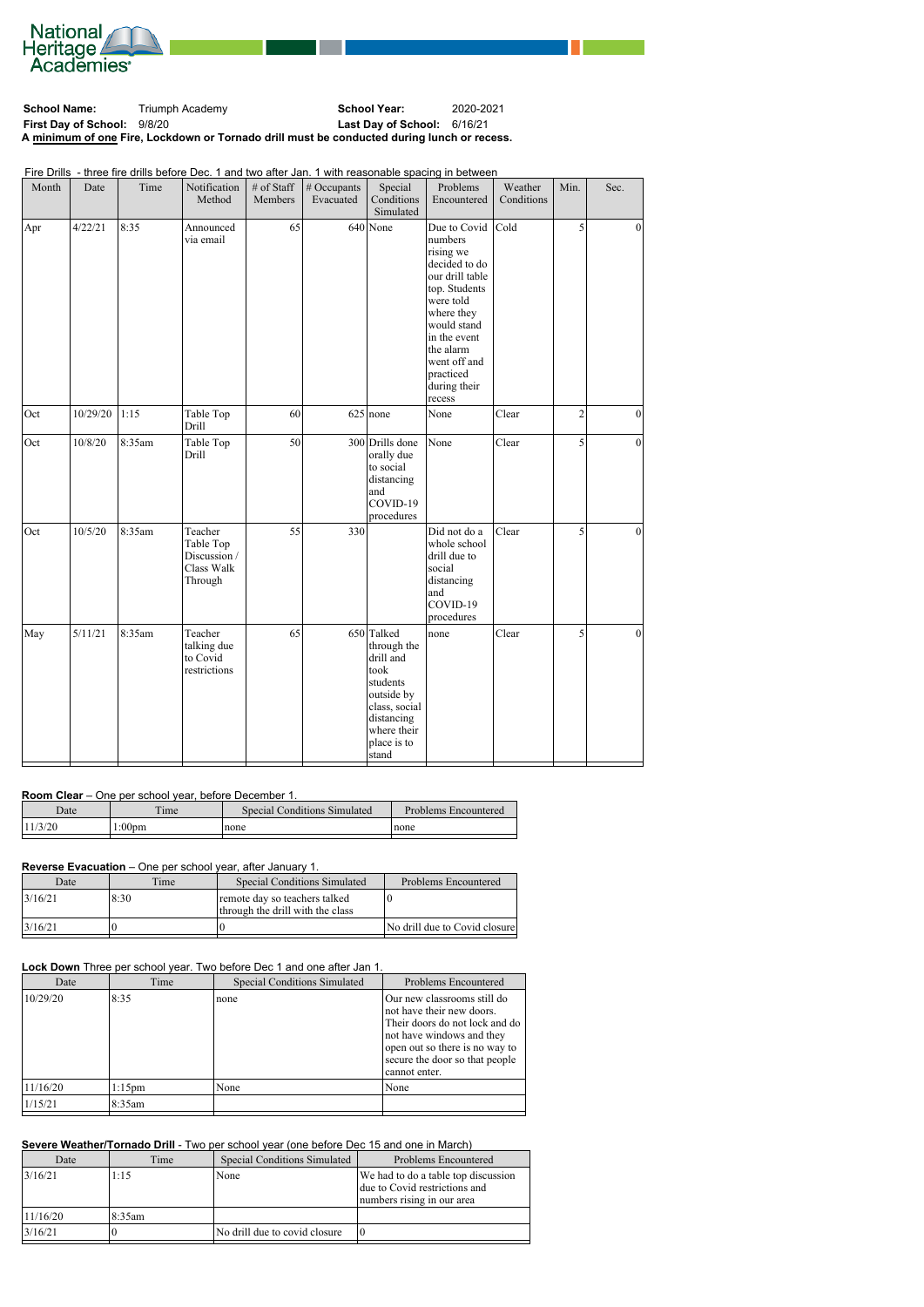National Heritage Academies

**School Name:** Triumph Academy **School Year:** 2020-2021

**First Day of School:** 9/8/20 **Last Day of School:** 6/16/21

**A minimum of one Fire, Lockdown or Tornado drill must be conducted during lunch or recess.**

Fire Drills - three fire drills before Dec. 1 and two after Jan. 1 with reasonable spacing in between

| Month | Date | Time | Notification Method | # of Staff Members | # Occupants Evacuated | Special Conditions Simulated | Problems Encountered | Weather Conditions | Min. | Sec. |
|---|---|---|---|---|---|---|---|---|---|---|
| Apr | 4/22/21 | 8:35 | Announced via email | 65 | 640 | None | Due to Covid numbers rising we decided to do our drill table top. Students were told where they would stand in the event the alarm went off and practiced during their recess | Cold | 5 | 0 |
| Oct | 10/29/20 | 1:15 | Table Top Drill | 60 | 625 | none | None | Clear | 2 | 0 |
| Oct | 10/8/20 | 8:35am | Table Top Drill | 50 | 300 | Drills done orally due to social distancing and COVID-19 procedures | None | Clear | 5 | 0 |
| Oct | 10/5/20 | 8:35am | Teacher Table Top Discussion / Class Walk Through | 55 | 330 | | Did not do a whole school drill due to social distancing and COVID-19 procedures | Clear | 5 | 0 |
| May | 5/11/21 | 8:35am | Teacher talking due to Covid restrictions | 65 | 650 | Talked through the drill and took students outside by class, social distancing where their place is to stand | none | Clear | 5 | 0 |

**Room Clear** – One per school year, before December 1.

| Date | Time | Special Conditions Simulated | Problems Encountered |
|---|---|---|---|
| 11/3/20 | 1:00pm | none | none |

**Reverse Evacuation** – One per school year, after January 1.

| Date | Time | Special Conditions Simulated | Problems Encountered |
|---|---|---|---|
| 3/16/21 | 8:30 | remote day so teachers talked through the drill with the class | 0 |
| 3/16/21 | 0 | 0 | No drill due to Covid closure |

**Lock Down** Three per school year. Two before Dec 1 and one after Jan 1.

| Date | Time | Special Conditions Simulated | Problems Encountered |
|---|---|---|---|
| 10/29/20 | 8:35 | none | Our new classrooms still do not have their new doors. Their doors do not lock and do not have windows and they open out so there is no way to secure the door so that people cannot enter. |
| 11/16/20 | 1:15pm | None | None |
| 1/15/21 | 8:35am | | |

**Severe Weather/Tornado Drill** - Two per school year (one before Dec 15 and one in March)

| Date | Time | Special Conditions Simulated | Problems Encountered |
|---|---|---|---|
| 3/16/21 | 1:15 | None | We had to do a table top discussion due to Covid restrictions and numbers rising in our area |
| 11/16/20 | 8:35am | | |
| 3/16/21 | 0 | No drill due to covid closure | 0 |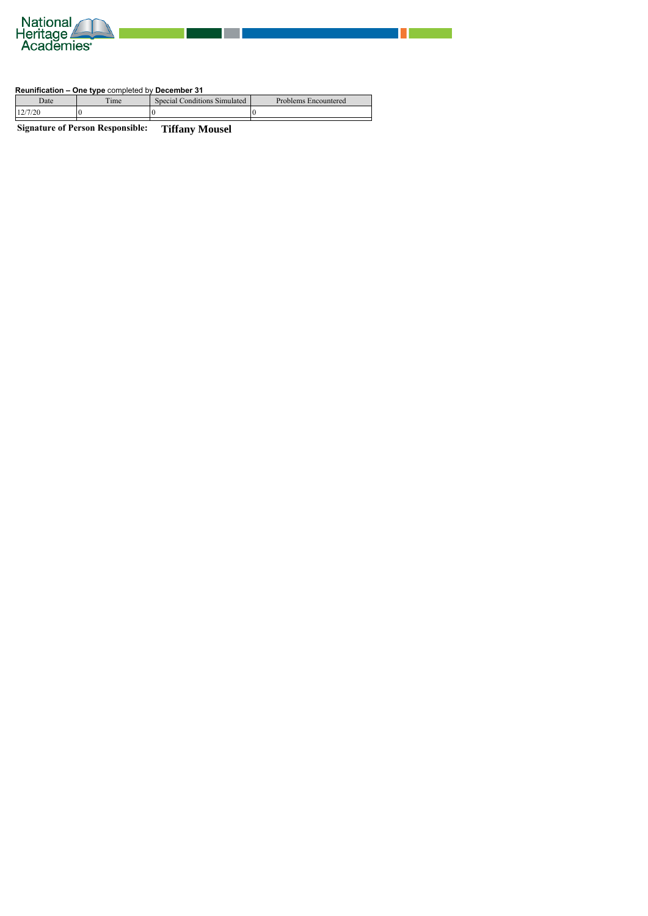**Reunification – One type** completed by **December 31**

| Date | Time | Special Conditions Simulated | Problems Encountered |
|---|---|---|---|
| 12/7/20 | 0 | 0 | 0 |
| | | | |

**Signature of Person Responsible:** **Tiffany Mousel**